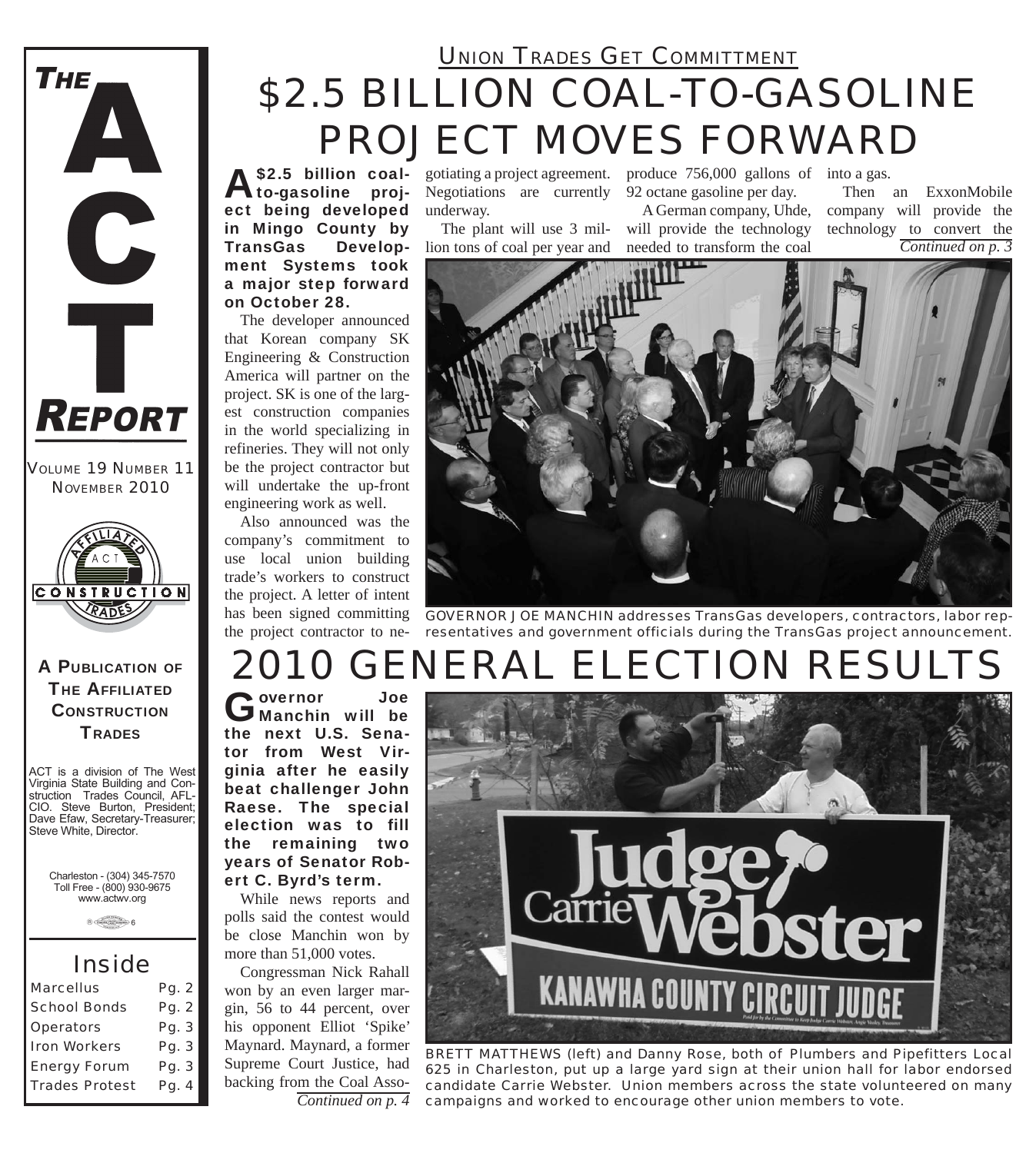# THE ACT REPORT

VOLUME 19 NUMBER 11
NOVEMBER 2010

**A PUBLICATION OF THE AFFILIATED CONSTRUCTION TRADES**

ACT is a division of The West Virginia State Building and Construction Trades Council, AFL-CIO. Steve Burton, President; Dave Efaw, Secretary-Treasurer; Steve White, Director.

Charleston - (304) 345-7570
Toll Free - (800) 930-9675
www.actwv.org

## Inside

| | |
|---|---|
| Marcellus | Pg. 2 |
| School Bonds | Pg. 2 |
| Operators | Pg. 3 |
| Iron Workers | Pg. 3 |
| Energy Forum | Pg. 3 |
| Trades Protest | Pg. 4 |

UNION TRADES GET COMMITTMENT

# $2.5 BILLION COAL-TO-GASOLINE PROJECT MOVES FORWARD

**A $2.5 billion coal-to-gasoline project being developed in Mingo County by TransGas Development Systems took a major step forward on October 28.**

The developer announced that Korean company SK Engineering & Construction America will partner on the project. SK is one of the largest construction companies in the world specializing in refineries. They will not only be the project contractor but will undertake the up-front engineering work as well.

Also announced was the company's commitment to use local union building trade's workers to construct the project. A letter of intent has been signed committing the project contractor to negotiating a project agreement. Negotiations are currently underway.

The plant will use 3 million tons of coal per year and produce 756,000 gallons of 92 octane gasoline per day.

A German company, Uhde, will provide the technology needed to transform the coal into a gas.

Then an ExxonMobile company will provide the technology to convert the *Continued on p. 3*

GOVERNOR JOE MANCHIN addresses TransGas developers, contractors, labor representatives and government officials during the TransGas project announcement.

# 2010 GENERAL ELECTION RESULTS

**Governor Joe Manchin will be the next U.S. Senator from West Virginia after he easily beat challenger John Raese. The special election was to fill the remaining two years of Senator Robert C. Byrd's term.**

While news reports and polls said the contest would be close Manchin won by more than 51,000 votes.

Congressman Nick Rahall won by an even larger margin, 56 to 44 percent, over his opponent Elliot 'Spike' Maynard. Maynard, a former Supreme Court Justice, had backing from the Coal Asso- *Continued on p. 4*

BRETT MATTHEWS (left) and Danny Rose, both of Plumbers and Pipefitters Local 625 in Charleston, put up a large yard sign at their union hall for labor endorsed candidate Carrie Webster. Union members across the state volunteered on many campaigns and worked to encourage other union members to vote.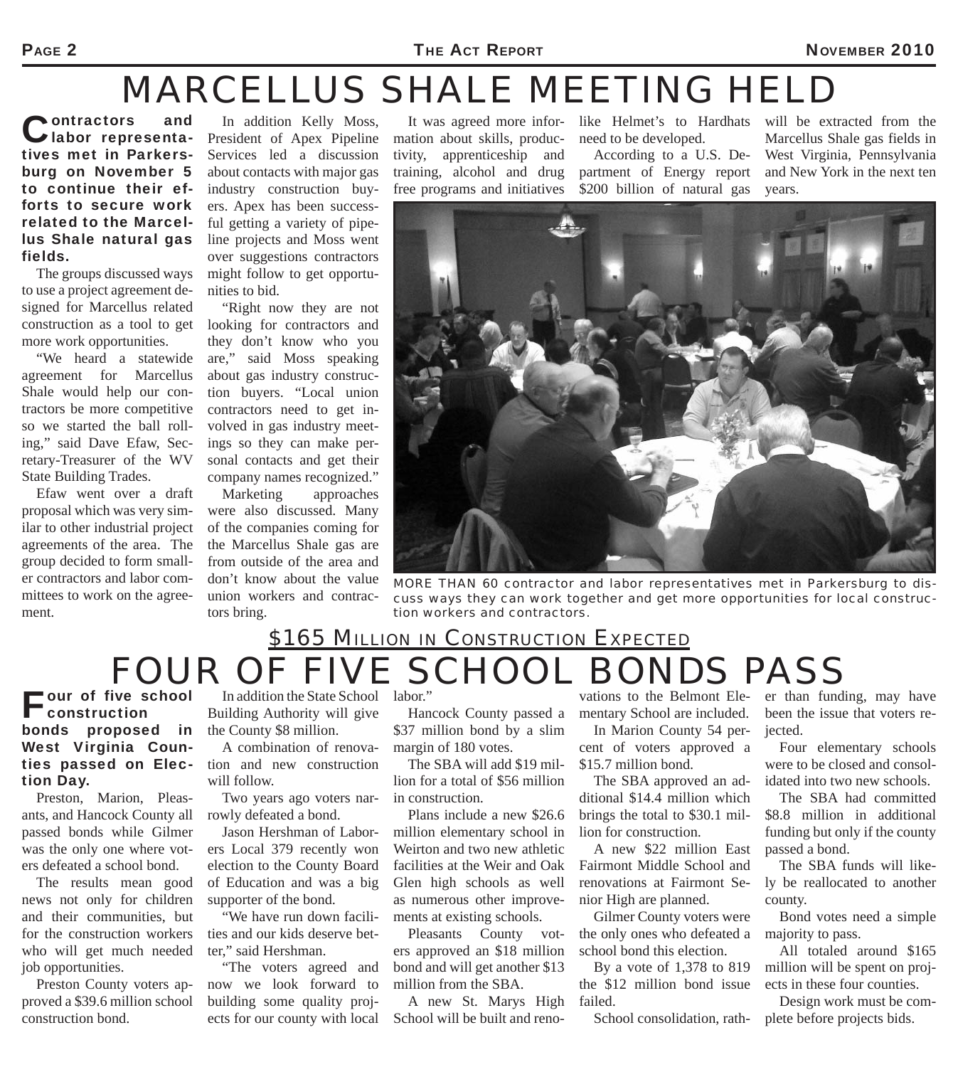# MARCELLUS SHALE MEETING HELD

**Contractors and labor representatives met in Parkersburg on November 5 to continue their efforts to secure work related to the Marcellus Shale natural gas fields.**

The groups discussed ways to use a project agreement designed for Marcellus related construction as a tool to get more work opportunities.

"We heard a statewide agreement for Marcellus Shale would help our contractors be more competitive so we started the ball rolling," said Dave Efaw, Secretary-Treasurer of the WV State Building Trades.

Efaw went over a draft proposal which was very similar to other industrial project agreements of the area. The group decided to form smaller contractors and labor committees to work on the agreement.

In addition Kelly Moss, President of Apex Pipeline Services led a discussion about contacts with major gas industry construction buyers. Apex has been successful getting a variety of pipeline projects and Moss went over suggestions contractors might follow to get opportunities to bid.

"Right now they are not looking for contractors and they don't know who you are," said Moss speaking about gas industry construction buyers. "Local union contractors need to get involved in gas industry meetings so they can make personal contacts and get their company names recognized."

Marketing approaches were also discussed. Many of the companies coming for the Marcellus Shale gas are from outside of the area and don't know about the value union workers and contractors bring.

It was agreed more information about skills, productivity, apprenticeship and training, alcohol and drug free programs and initiatives like Helmet's to Hardhats need to be developed.

According to a U.S. Department of Energy report $200 billion of natural gas will be extracted from the Marcellus Shale gas fields in West Virginia, Pennsylvania and New York in the next ten years.

MORE THAN 60 contractor and labor representatives met in Parkersburg to discuss ways they can work together and get more opportunities for local construction workers and contractors.

## $165 MILLION IN CONSTRUCTION EXPECTED

# FOUR OF FIVE SCHOOL BONDS PASS

**Four of five school construction bonds proposed in West Virginia Counties passed on Election Day.**

Preston, Marion, Pleasants, and Hancock County all passed bonds while Gilmer was the only one where voters defeated a school bond.

The results mean good news not only for children and their communities, but for the construction workers who will get much needed job opportunities.

Preston County voters approved a $39.6 million school construction bond.

In addition the State School Building Authority will give the County $8 million.

A combination of renovation and new construction will follow.

Two years ago voters narrowly defeated a bond.

Jason Hershman of Laborers Local 379 recently won election to the County Board of Education and was a big supporter of the bond.

"We have run down facilities and our kids deserve better," said Hershman.

"The voters agreed and now we look forward to building some quality projects for our county with local labor."

Hancock County passed a $37 million bond by a slim margin of 180 votes.

The SBA will add $19 million for a total of $56 million in construction.

Plans include a new $26.6 million elementary school in Weirton and two new athletic facilities at the Weir and Oak Glen high schools as well as numerous other improvements at existing schools.

Pleasants County voters approved an $18 million bond and will get another $13 million from the SBA.

A new St. Marys High School will be built and renovations to the Belmont Elementary School are included.

In Marion County 54 percent of voters approved a $15.7 million bond.

The SBA approved an additional $14.4 million which brings the total to $30.1 million for construction.

A new $22 million East Fairmont Middle School and renovations at Fairmont Senior High are planned.

Gilmer County voters were the only ones who defeated a school bond this election.

By a vote of 1,378 to 819 the $12 million bond issue failed.

School consolidation, rather than funding, may have been the issue that voters rejected.

Four elementary schools were to be closed and consolidated into two new schools.

The SBA had committed $8.8 million in additional funding but only if the county passed a bond.

The SBA funds will likely be reallocated to another county.

Bond votes need a simple majority to pass.

All totaled around $165 million will be spent on projects in these four counties.

Design work must be complete before projects bids.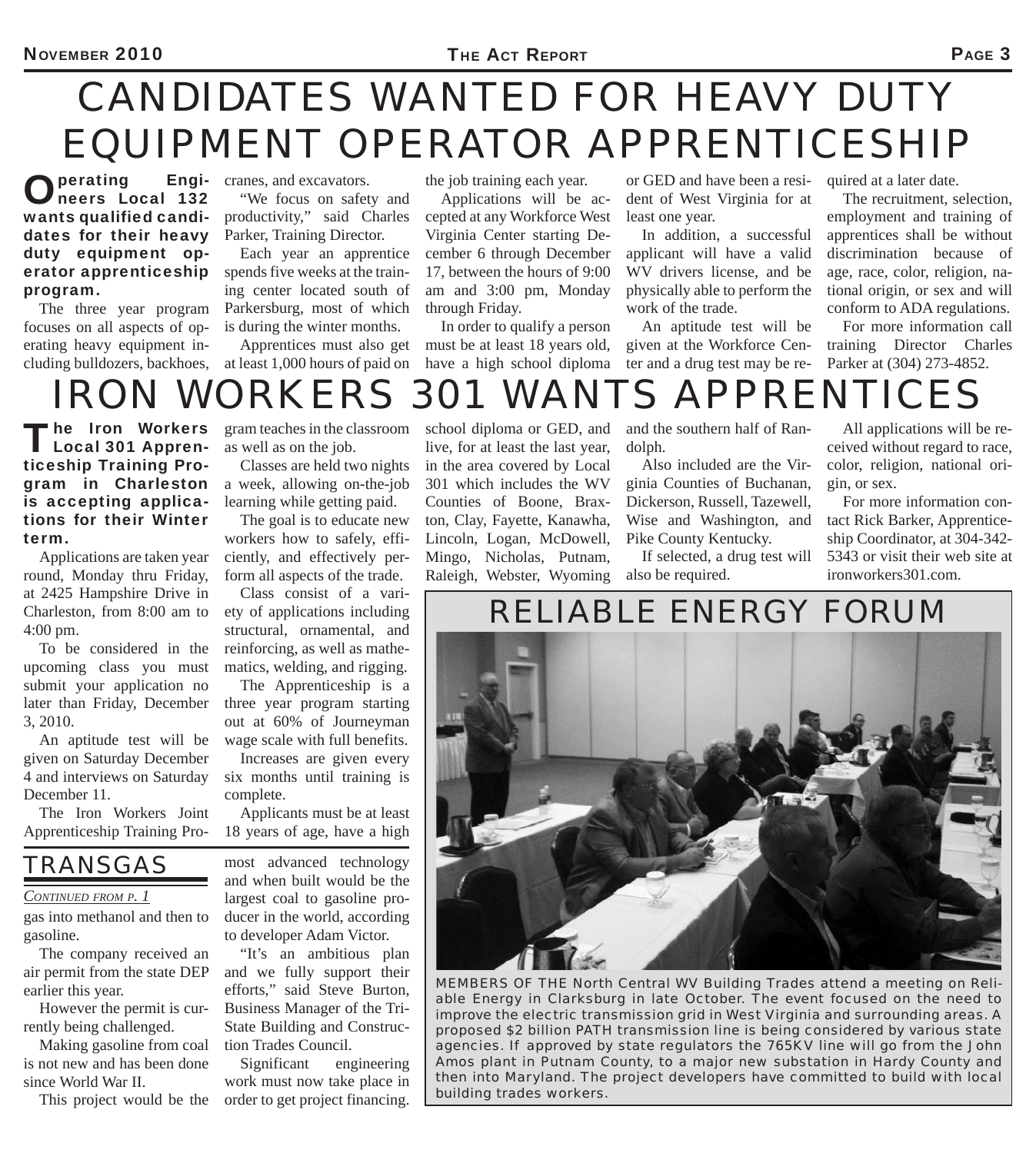# CANDIDATES WANTED FOR HEAVY DUTY EQUIPMENT OPERATOR APPRENTICESHIP

**Operating Engineers Local 132 wants qualified candidates for their heavy duty equipment operator apprenticeship program.**

The three year program focuses on all aspects of operating heavy equipment including bulldozers, backhoes, cranes, and excavators.

"We focus on safety and productivity," said Charles Parker, Training Director.

Each year an apprentice spends five weeks at the training center located south of Parkersburg, most of which is during the winter months.

Apprentices must also get at least 1,000 hours of paid on the job training each year.

Applications will be accepted at any Workforce West Virginia Center starting December 6 through December 17, between the hours of 9:00 am and 3:00 pm, Monday through Friday.

In order to qualify a person must be at least 18 years old, have a high school diploma or GED and have been a resident of West Virginia for at least one year.

In addition, a successful applicant will have a valid WV drivers license, and be physically able to perform the work of the trade.

An aptitude test will be given at the Workforce Center and a drug test may be required at a later date.

The recruitment, selection, employment and training of apprentices shall be without discrimination because of age, race, color, religion, national origin, or sex and will conform to ADA regulations.

For more information call training Director Charles Parker at (304) 273-4852.

# IRON WORKERS 301 WANTS APPRENTICES

**The Iron Workers Local 301 Apprenticeship Training Program in Charleston is accepting applications for their Winter term.**

Applications are taken year round, Monday thru Friday, at 2425 Hampshire Drive in Charleston, from 8:00 am to 4:00 pm.

To be considered in the upcoming class you must submit your application no later than Friday, December 3, 2010.

An aptitude test will be given on Saturday December 4 and interviews on Saturday December 11.

The Iron Workers Joint Apprenticeship Training Program teaches in the classroom as well as on the job.

Classes are held two nights a week, allowing on-the-job learning while getting paid.

The goal is to educate new workers how to safely, efficiently, and effectively perform all aspects of the trade.

Class consist of a variety of applications including structural, ornamental, and reinforcing, as well as mathematics, welding, and rigging.

The Apprenticeship is a three year program starting out at 60% of Journeyman wage scale with full benefits.

Increases are given every six months until training is complete.

Applicants must be at least 18 years of age, have a high school diploma or GED, and live, for at least the last year, in the area covered by Local 301 which includes the WV Counties of Boone, Braxton, Clay, Fayette, Kanawha, Lincoln, Logan, McDowell, Mingo, Nicholas, Putnam, Raleigh, Webster, Wyoming and the southern half of Randolph.

Also included are the Virginia Counties of Buchanan, Dickerson, Russell, Tazewell, Wise and Washington, and Pike County Kentucky.

If selected, a drug test will also be required.

All applications will be received without regard to race, color, religion, national origin, or sex.

For more information contact Rick Barker, Apprenticeship Coordinator, at 304-342-5343 or visit their web site at ironworkers301.com.

## TRANSGAS

*CONTINUED FROM P. 1*

gas into methanol and then to gasoline.

The company received an air permit from the state DEP earlier this year.

However the permit is currently being challenged.

Making gasoline from coal is not new and has been done since World War II.

This project would be the most advanced technology and when built would be the largest coal to gasoline producer in the world, according to developer Adam Victor.

"It's an ambitious plan and we fully support their efforts," said Steve Burton, Business Manager of the Tri-State Building and Construction Trades Council.

Significant engineering work must now take place in order to get project financing.

## RELIABLE ENERGY FORUM

MEMBERS OF THE North Central WV Building Trades attend a meeting on Reliable Energy in Clarksburg in late October. The event focused on the need to improve the electric transmission grid in West Virginia and surrounding areas. A proposed $2 billion PATH transmission line is being considered by various state agencies. If approved by state regulators the 765KV line will go from the John Amos plant in Putnam County, to a major new substation in Hardy County and then into Maryland. The project developers have committed to build with local building trades workers.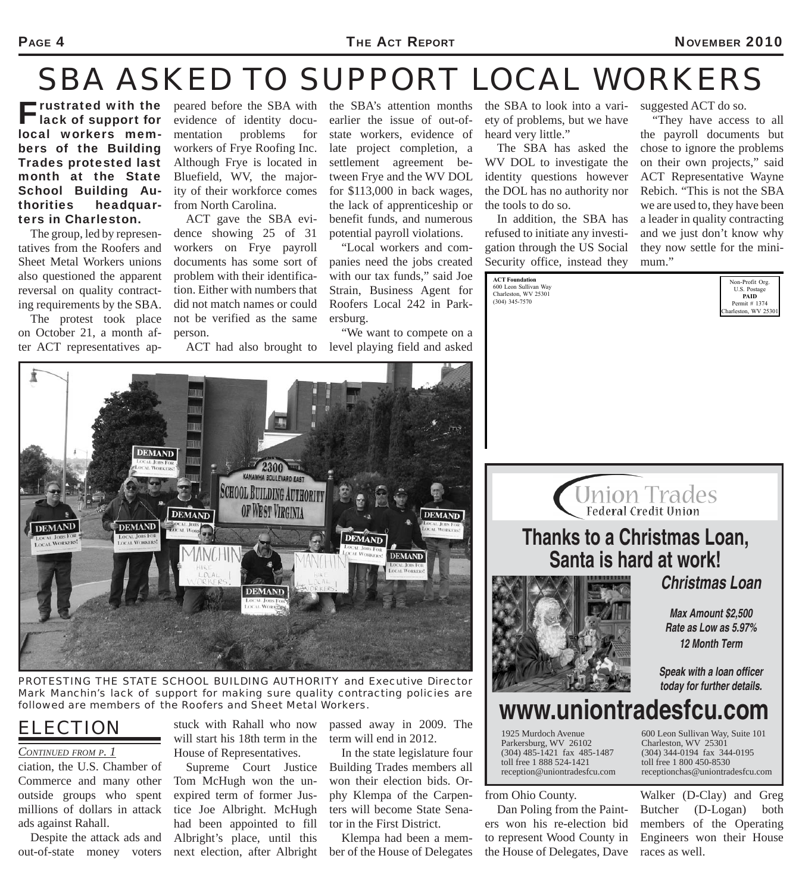# SBA ASKED TO SUPPORT LOCAL WORKERS

**Frustrated with the lack of support for local workers members of the Building Trades protested last month at the State School Building Authorities headquarters in Charleston.**

The group, led by representatives from the Roofers and Sheet Metal Workers unions also questioned the apparent reversal on quality contracting requirements by the SBA.

The protest took place on October 21, a month after ACT representatives appeared before the SBA with evidence of identity documentation problems for workers of Frye Roofing Inc. Although Frye is located in Bluefield, WV, the majority of their workforce comes from North Carolina.

ACT gave the SBA evidence showing 25 of 31 workers on Frye payroll documents has some sort of problem with their identification. Either with numbers that did not match names or could not be verified as the same person.

ACT had also brought to the SBA's attention months earlier the issue of out-of-state workers, evidence of late project completion, a settlement agreement between Frye and the WV DOL for $113,000 in back wages, the lack of apprenticeship or benefit funds, and numerous potential payroll violations.

"Local workers and companies need the jobs created with our tax funds," said Joe Strain, Business Agent for Roofers Local 242 in Parkersburg.

"We want to compete on a level playing field and asked the SBA to look into a variety of problems, but we have heard very little."

The SBA has asked the WV DOL to investigate the identity questions however the DOL has no authority nor the tools to do so.

In addition, the SBA has refused to initiate any investigation through the US Social Security office, instead they suggested ACT do so.

"They have access to all the payroll documents but chose to ignore the problems on their own projects," said ACT Representative Wayne Rebich. "This is not the SBA we are used to, they have been a leader in quality contracting and we just don't know why they now settle for the minimum."

ACT Foundation
600 Leon Sullivan Way
Charleston, WV 25301
(304) 345-7570

Non-Profit Org.
U.S. Postage
**PAID**
Permit # 1374
Charleston, WV 25301

PROTESTING THE STATE SCHOOL BUILDING AUTHORITY and Executive Director Mark Manchin's lack of support for making sure quality contracting policies are followed are members of the Roofers and Sheet Metal Workers.

**Union Trades** Federal Credit Union

**Thanks to a Christmas Loan, Santa is hard at work!**

***Christmas Loan***

***Max Amount $2,500***
***Rate as Low as 5.97%***
***12 Month Term***

***Speak with a loan officer today for further details.***

**www.uniontradesfcu.com**

1925 Murdoch Avenue
Parkersburg, WV 26102
(304) 485-1421 fax 485-1487
toll free 1 888 524-1421
reception@uniontradesfcu.com

600 Leon Sullivan Way, Suite 101
Charleston, WV 25301
(304) 344-0194 fax 344-0195
toll free 1 800 450-8530
receptionchas@uniontradesfcu.com

## ELECTION

*CONTINUED FROM P. 1*

ciation, the U.S. Chamber of Commerce and many other outside groups who spent millions of dollars in attack ads against Rahall.

Despite the attack ads and out-of-state money voters stuck with Rahall who now will start his 18th term in the House of Representatives.

Supreme Court Justice Tom McHugh won the unexpired term of former Justice Joe Albright. McHugh had been appointed to fill Albright's place, until this next election, after Albright passed away in 2009. The term will end in 2012.

In the state legislature four Building Trades members all won their election bids. Orphy Klempa of the Carpenters will become State Senator in the First District.

Klempa had been a member of the House of Delegates from Ohio County.

Dan Poling from the Painters won his re-election bid to represent Wood County in the House of Delegates, Dave Walker (D-Clay) and Greg Butcher (D-Logan) both members of the Operating Engineers won their House races as well.